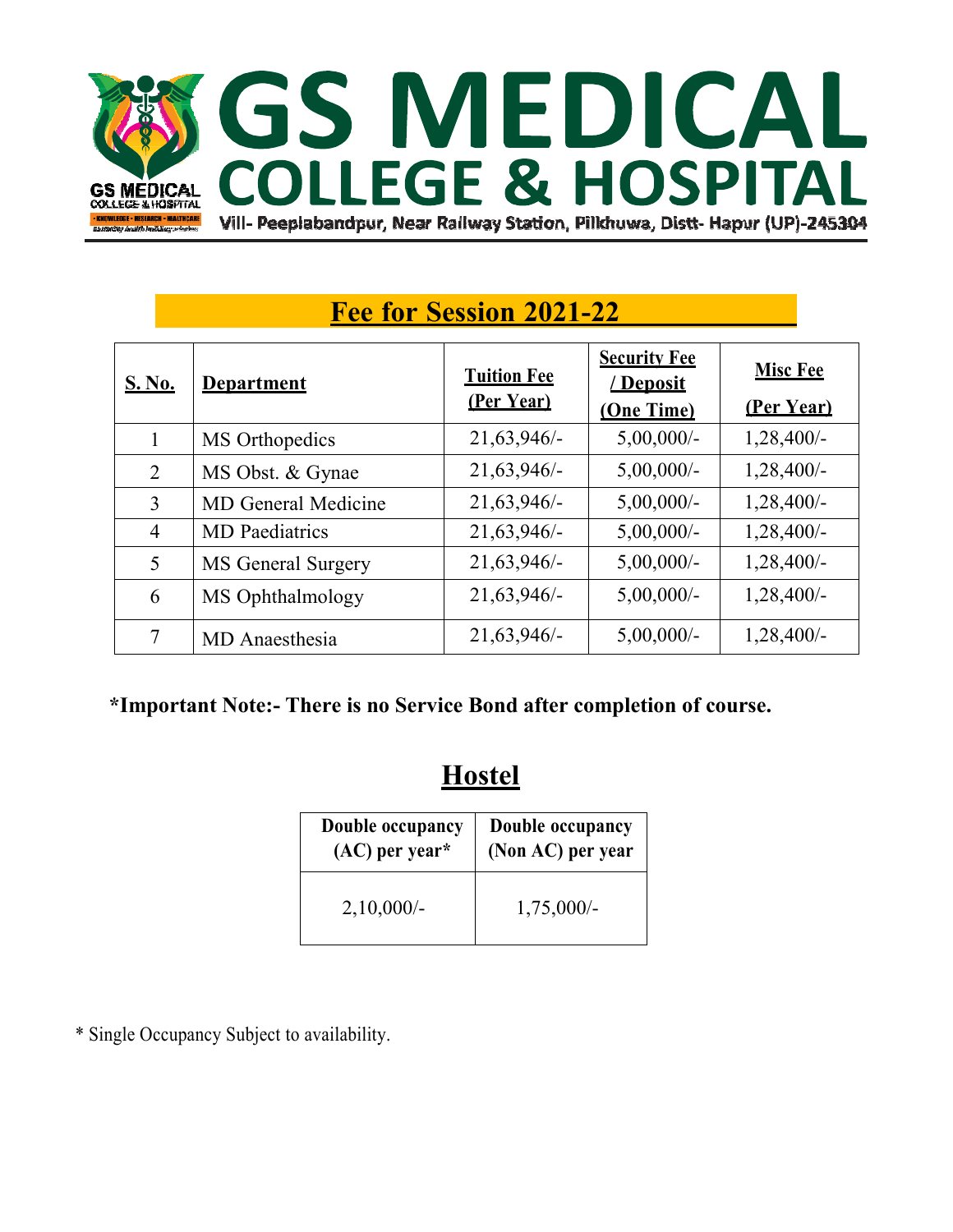# GS MEDICAL COLLEGE & HOSPITAL

Vill- Peeplabandpur, Near Railway Station, Pilkhuwa, Distt- Hapur (UP)-245304

## Fee for Session 2021-22

| S. No. | Department | Tuition Fee (Per Year) | Security Fee / Deposit (One Time) | Misc Fee (Per Year) |
|---|---|---|---|---|
| 1 | MS Orthopedics | 21,63,946/- | 5,00,000/- | 1,28,400/- |
| 2 | MS Obst. & Gynae | 21,63,946/- | 5,00,000/- | 1,28,400/- |
| 3 | MD General Medicine | 21,63,946/- | 5,00,000/- | 1,28,400/- |
| 4 | MD Paediatrics | 21,63,946/- | 5,00,000/- | 1,28,400/- |
| 5 | MS General Surgery | 21,63,946/- | 5,00,000/- | 1,28,400/- |
| 6 | MS Ophthalmology | 21,63,946/- | 5,00,000/- | 1,28,400/- |
| 7 | MD Anaesthesia | 21,63,946/- | 5,00,000/- | 1,28,400/- |

**\*Important Note:- There is no Service Bond after completion of course.**

## Hostel

| Double occupancy (AC) per year* | Double occupancy (Non AC) per year |
|---|---|
| 2,10,000/- | 1,75,000/- |

* Single Occupancy Subject to availability.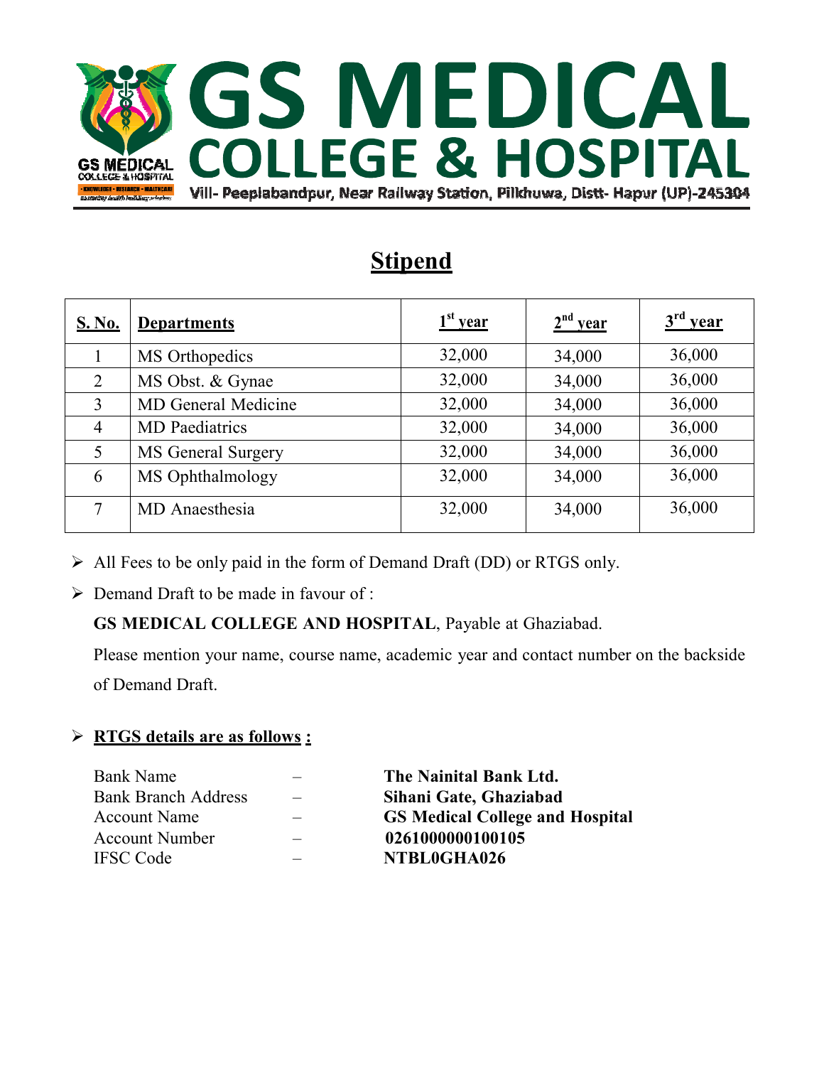# GS MEDICAL COLLEGE & HOSPITAL

Vill- Peeplabandpur, Near Railway Station, Pilkhuwa, Distt- Hapur (UP)-245304

## Stipend

| S. No. | Departments | 1st year | 2nd year | 3rd year |
|---|---|---|---|---|
| 1 | MS Orthopedics | 32,000 | 34,000 | 36,000 |
| 2 | MS Obst. & Gynae | 32,000 | 34,000 | 36,000 |
| 3 | MD General Medicine | 32,000 | 34,000 | 36,000 |
| 4 | MD Paediatrics | 32,000 | 34,000 | 36,000 |
| 5 | MS General Surgery | 32,000 | 34,000 | 36,000 |
| 6 | MS Ophthalmology | 32,000 | 34,000 | 36,000 |
| 7 | MD Anaesthesia | 32,000 | 34,000 | 36,000 |

- All Fees to be only paid in the form of Demand Draft (DD) or RTGS only.
- Demand Draft to be made in favour of :

  **GS MEDICAL COLLEGE AND HOSPITAL**, Payable at Ghaziabad.

  Please mention your name, course name, academic year and contact number on the backside of Demand Draft.

- **RTGS details are as follows :**

| | | |
|---|---|---|
| Bank Name | – | **The Nainital Bank Ltd.** |
| Bank Branch Address | – | **Sihani Gate, Ghaziabad** |
| Account Name | – | **GS Medical College and Hospital** |
| Account Number | – | **0261000000100105** |
| IFSC Code | – | **NTBL0GHA026** |